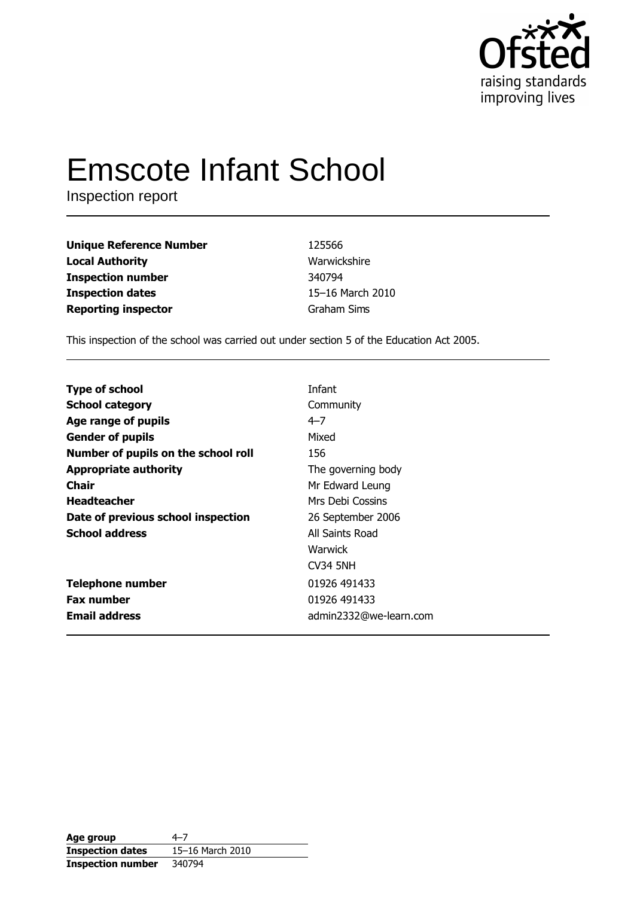# Emscote Infant School

Inspection report

| | |
|---|---|
| **Unique Reference Number** | 125566 |
| **Local Authority** | Warwickshire |
| **Inspection number** | 340794 |
| **Inspection dates** | 15–16 March 2010 |
| **Reporting inspector** | Graham Sims |

This inspection of the school was carried out under section 5 of the Education Act 2005.

| | |
|---|---|
| **Type of school** | Infant |
| **School category** | Community |
| **Age range of pupils** | 4–7 |
| **Gender of pupils** | Mixed |
| **Number of pupils on the school roll** | 156 |
| **Appropriate authority** | The governing body |
| **Chair** | Mr Edward Leung |
| **Headteacher** | Mrs Debi Cossins |
| **Date of previous school inspection** | 26 September 2006 |
| **School address** | All Saints Road<br>Warwick<br>CV34 5NH |
| **Telephone number** | 01926 491433 |
| **Fax number** | 01926 491433 |
| **Email address** | admin2332@we-learn.com |

| | |
|---|---|
| **Age group** | 4–7 |
| **Inspection dates** | 15–16 March 2010 |
| **Inspection number** | 340794 |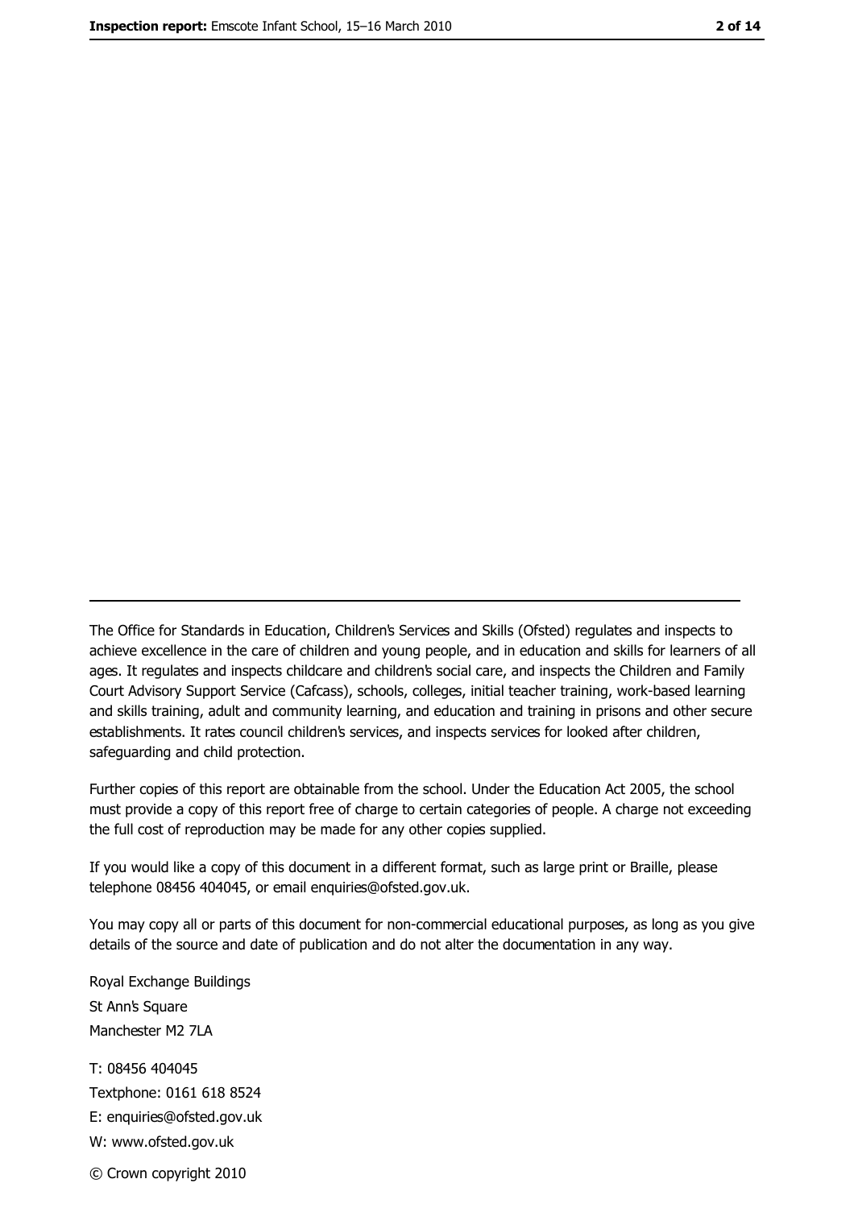The Office for Standards in Education, Children's Services and Skills (Ofsted) regulates and inspects to achieve excellence in the care of children and young people, and in education and skills for learners of all ages. It regulates and inspects childcare and children's social care, and inspects the Children and Family Court Advisory Support Service (Cafcass), schools, colleges, initial teacher training, work-based learning and skills training, adult and community learning, and education and training in prisons and other secure establishments. It rates council children's services, and inspects services for looked after children, safeguarding and child protection.

Further copies of this report are obtainable from the school. Under the Education Act 2005, the school must provide a copy of this report free of charge to certain categories of people. A charge not exceeding the full cost of reproduction may be made for any other copies supplied.

If you would like a copy of this document in a different format, such as large print or Braille, please telephone 08456 404045, or email enquiries@ofsted.gov.uk.

You may copy all or parts of this document for non-commercial educational purposes, as long as you give details of the source and date of publication and do not alter the documentation in any way.

Royal Exchange Buildings
St Ann's Square
Manchester M2 7LA

T: 08456 404045
Textphone: 0161 618 8524
E: enquiries@ofsted.gov.uk
W: www.ofsted.gov.uk

© Crown copyright 2010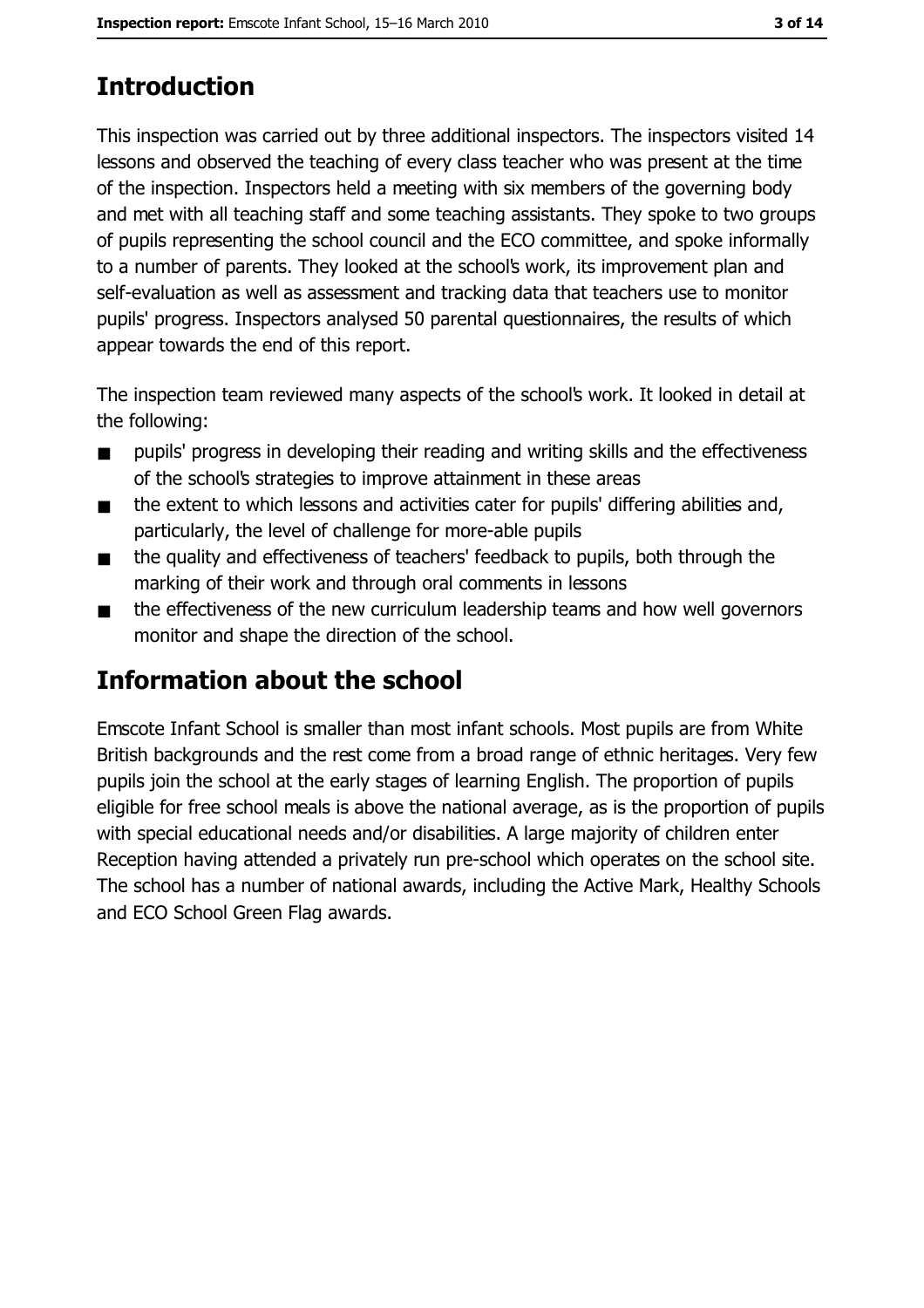## Introduction

This inspection was carried out by three additional inspectors. The inspectors visited 14 lessons and observed the teaching of every class teacher who was present at the time of the inspection. Inspectors held a meeting with six members of the governing body and met with all teaching staff and some teaching assistants. They spoke to two groups of pupils representing the school council and the ECO committee, and spoke informally to a number of parents. They looked at the school's work, its improvement plan and self-evaluation as well as assessment and tracking data that teachers use to monitor pupils' progress. Inspectors analysed 50 parental questionnaires, the results of which appear towards the end of this report.

The inspection team reviewed many aspects of the school's work. It looked in detail at the following:

- pupils' progress in developing their reading and writing skills and the effectiveness of the school's strategies to improve attainment in these areas
- the extent to which lessons and activities cater for pupils' differing abilities and, particularly, the level of challenge for more-able pupils
- the quality and effectiveness of teachers' feedback to pupils, both through the marking of their work and through oral comments in lessons
- the effectiveness of the new curriculum leadership teams and how well governors monitor and shape the direction of the school.

## Information about the school

Emscote Infant School is smaller than most infant schools. Most pupils are from White British backgrounds and the rest come from a broad range of ethnic heritages. Very few pupils join the school at the early stages of learning English. The proportion of pupils eligible for free school meals is above the national average, as is the proportion of pupils with special educational needs and/or disabilities. A large majority of children enter Reception having attended a privately run pre-school which operates on the school site. The school has a number of national awards, including the Active Mark, Healthy Schools and ECO School Green Flag awards.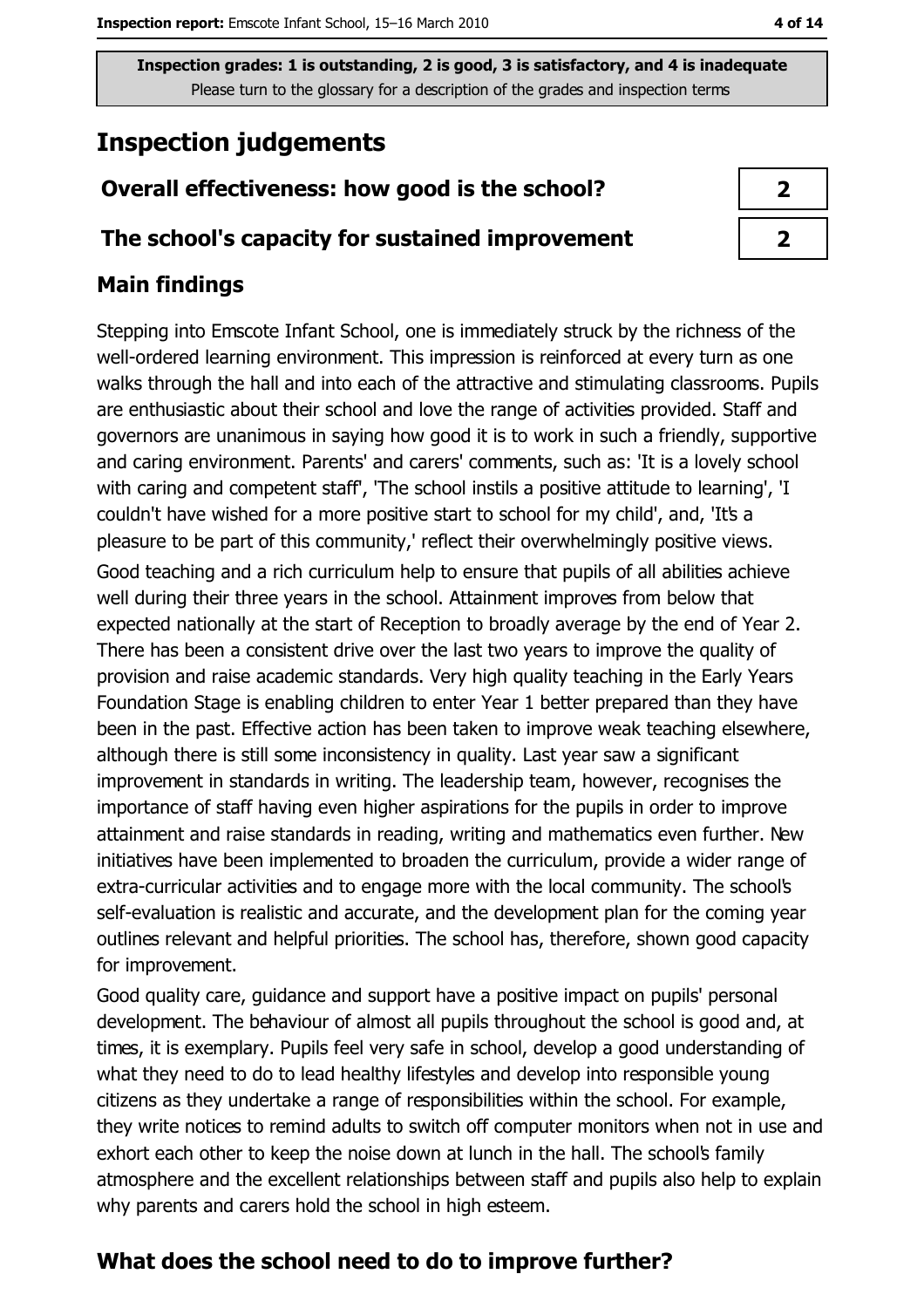Inspection grades: 1 is outstanding, 2 is good, 3 is satisfactory, and 4 is inadequate
Please turn to the glossary for a description of the grades and inspection terms

# Inspection judgements

| | |
|---|---|
| **Overall effectiveness: how good is the school?** | **2** |
| **The school's capacity for sustained improvement** | **2** |

## Main findings

Stepping into Emscote Infant School, one is immediately struck by the richness of the well-ordered learning environment. This impression is reinforced at every turn as one walks through the hall and into each of the attractive and stimulating classrooms. Pupils are enthusiastic about their school and love the range of activities provided. Staff and governors are unanimous in saying how good it is to work in such a friendly, supportive and caring environment. Parents' and carers' comments, such as: 'It is a lovely school with caring and competent staff', 'The school instils a positive attitude to learning', 'I couldn't have wished for a more positive start to school for my child', and, 'It's a pleasure to be part of this community,' reflect their overwhelmingly positive views.

Good teaching and a rich curriculum help to ensure that pupils of all abilities achieve well during their three years in the school. Attainment improves from below that expected nationally at the start of Reception to broadly average by the end of Year 2. There has been a consistent drive over the last two years to improve the quality of provision and raise academic standards. Very high quality teaching in the Early Years Foundation Stage is enabling children to enter Year 1 better prepared than they have been in the past. Effective action has been taken to improve weak teaching elsewhere, although there is still some inconsistency in quality. Last year saw a significant improvement in standards in writing. The leadership team, however, recognises the importance of staff having even higher aspirations for the pupils in order to improve attainment and raise standards in reading, writing and mathematics even further. New initiatives have been implemented to broaden the curriculum, provide a wider range of extra-curricular activities and to engage more with the local community. The school's self-evaluation is realistic and accurate, and the development plan for the coming year outlines relevant and helpful priorities. The school has, therefore, shown good capacity for improvement.

Good quality care, guidance and support have a positive impact on pupils' personal development. The behaviour of almost all pupils throughout the school is good and, at times, it is exemplary. Pupils feel very safe in school, develop a good understanding of what they need to do to lead healthy lifestyles and develop into responsible young citizens as they undertake a range of responsibilities within the school. For example, they write notices to remind adults to switch off computer monitors when not in use and exhort each other to keep the noise down at lunch in the hall. The school's family atmosphere and the excellent relationships between staff and pupils also help to explain why parents and carers hold the school in high esteem.

## What does the school need to do to improve further?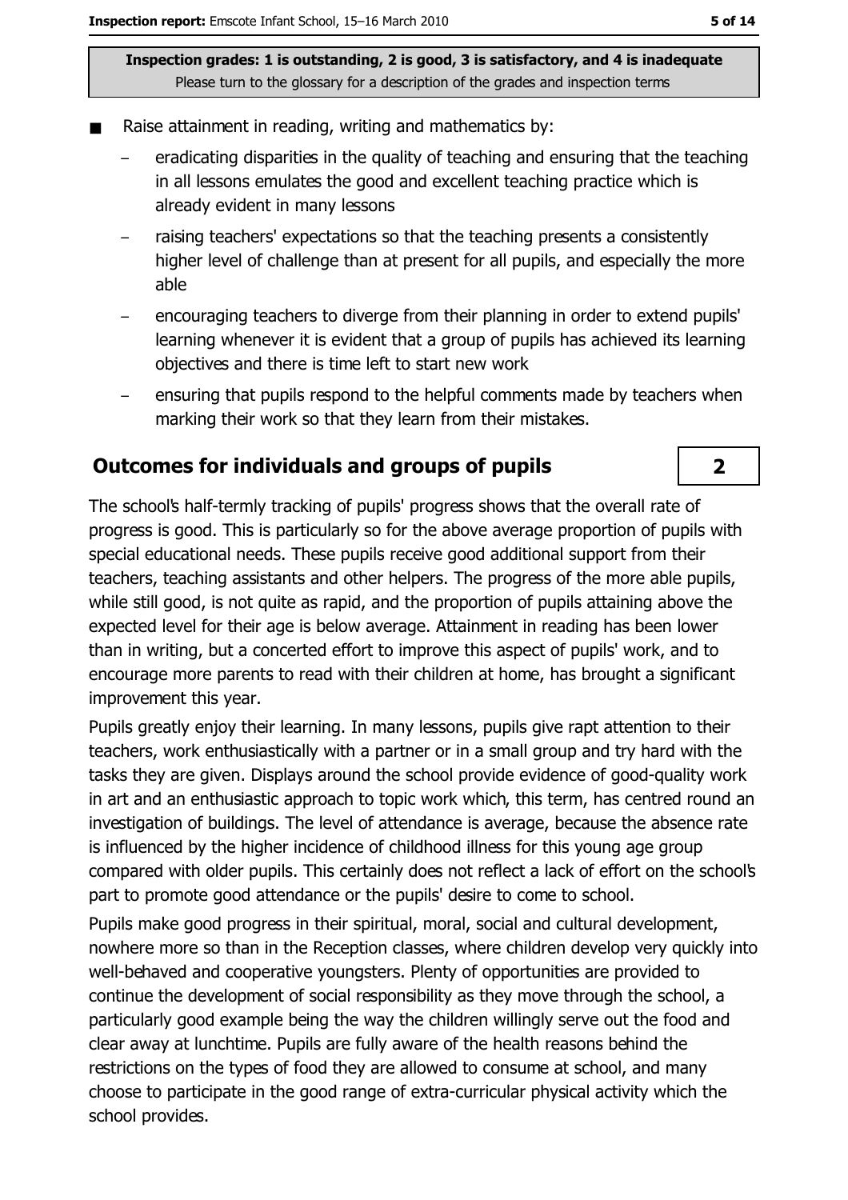Inspection grades: 1 is outstanding, 2 is good, 3 is satisfactory, and 4 is inadequate
Please turn to the glossary for a description of the grades and inspection terms

- Raise attainment in reading, writing and mathematics by:
  - eradicating disparities in the quality of teaching and ensuring that the teaching in all lessons emulates the good and excellent teaching practice which is already evident in many lessons
  - raising teachers' expectations so that the teaching presents a consistently higher level of challenge than at present for all pupils, and especially the more able
  - encouraging teachers to diverge from their planning in order to extend pupils' learning whenever it is evident that a group of pupils has achieved its learning objectives and there is time left to start new work
  - ensuring that pupils respond to the helpful comments made by teachers when marking their work so that they learn from their mistakes.

## Outcomes for individuals and groups of pupils

**2**

The school's half-termly tracking of pupils' progress shows that the overall rate of progress is good. This is particularly so for the above average proportion of pupils with special educational needs. These pupils receive good additional support from their teachers, teaching assistants and other helpers. The progress of the more able pupils, while still good, is not quite as rapid, and the proportion of pupils attaining above the expected level for their age is below average. Attainment in reading has been lower than in writing, but a concerted effort to improve this aspect of pupils' work, and to encourage more parents to read with their children at home, has brought a significant improvement this year.

Pupils greatly enjoy their learning. In many lessons, pupils give rapt attention to their teachers, work enthusiastically with a partner or in a small group and try hard with the tasks they are given. Displays around the school provide evidence of good-quality work in art and an enthusiastic approach to topic work which, this term, has centred round an investigation of buildings. The level of attendance is average, because the absence rate is influenced by the higher incidence of childhood illness for this young age group compared with older pupils. This certainly does not reflect a lack of effort on the school's part to promote good attendance or the pupils' desire to come to school.

Pupils make good progress in their spiritual, moral, social and cultural development, nowhere more so than in the Reception classes, where children develop very quickly into well-behaved and cooperative youngsters. Plenty of opportunities are provided to continue the development of social responsibility as they move through the school, a particularly good example being the way the children willingly serve out the food and clear away at lunchtime. Pupils are fully aware of the health reasons behind the restrictions on the types of food they are allowed to consume at school, and many choose to participate in the good range of extra-curricular physical activity which the school provides.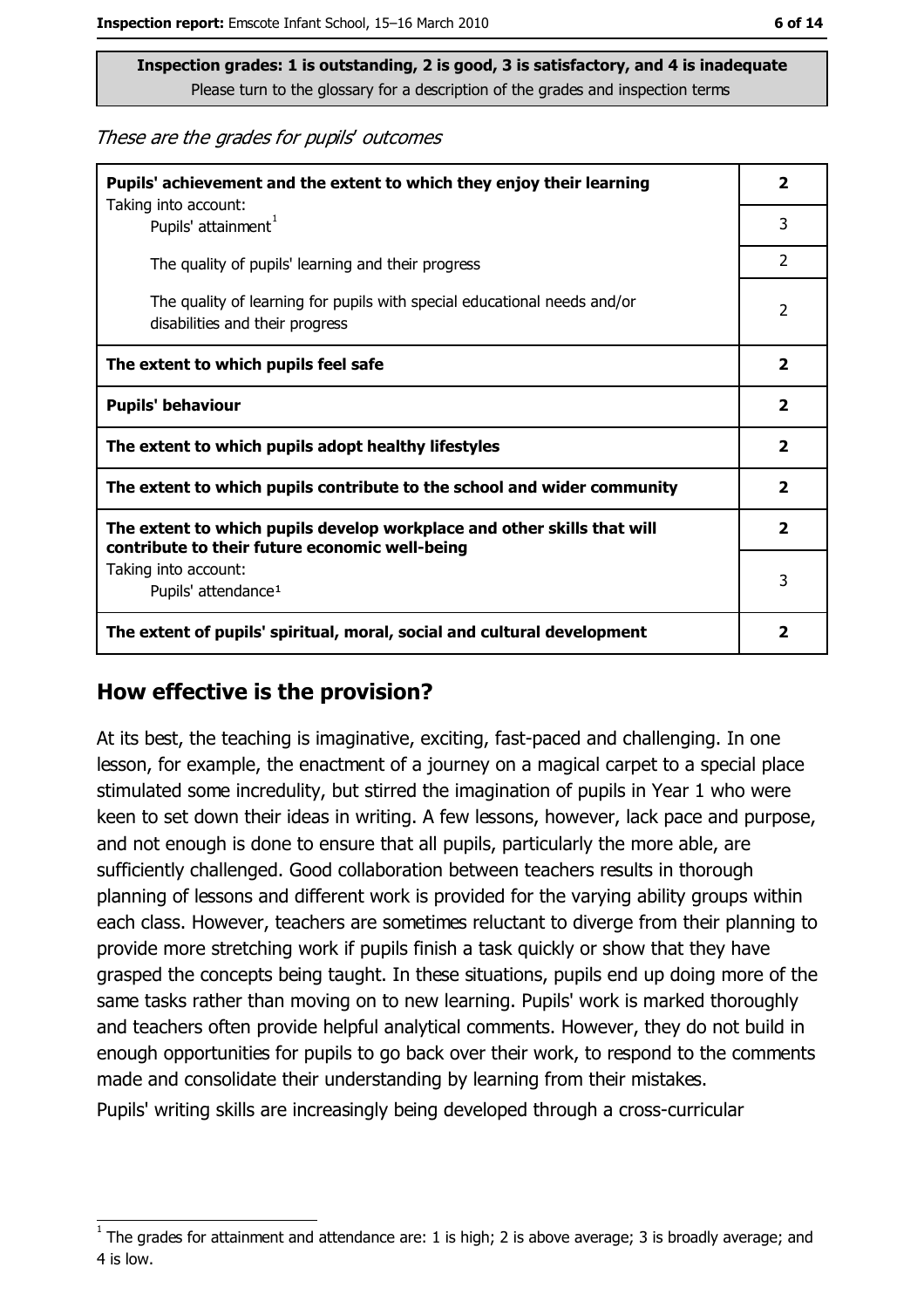**Inspection grades: 1 is outstanding, 2 is good, 3 is satisfactory, and 4 is inadequate**
Please turn to the glossary for a description of the grades and inspection terms

*These are the grades for pupils' outcomes*

| | |
|---|---|
| **Pupils' achievement and the extent to which they enjoy their learning** Taking into account: | **2** |
| Pupils' attainment[1] | 3 |
| The quality of pupils' learning and their progress | 2 |
| The quality of learning for pupils with special educational needs and/or disabilities and their progress | 2 |
| **The extent to which pupils feel safe** | **2** |
| **Pupils' behaviour** | **2** |
| **The extent to which pupils adopt healthy lifestyles** | **2** |
| **The extent to which pupils contribute to the school and wider community** | **2** |
| **The extent to which pupils develop workplace and other skills that will contribute to their future economic well-being** | **2** |
| Taking into account: Pupils' attendance[1] | 3 |
| **The extent of pupils' spiritual, moral, social and cultural development** | **2** |

## How effective is the provision?

At its best, the teaching is imaginative, exciting, fast-paced and challenging. In one lesson, for example, the enactment of a journey on a magical carpet to a special place stimulated some incredulity, but stirred the imagination of pupils in Year 1 who were keen to set down their ideas in writing. A few lessons, however, lack pace and purpose, and not enough is done to ensure that all pupils, particularly the more able, are sufficiently challenged. Good collaboration between teachers results in thorough planning of lessons and different work is provided for the varying ability groups within each class. However, teachers are sometimes reluctant to diverge from their planning to provide more stretching work if pupils finish a task quickly or show that they have grasped the concepts being taught. In these situations, pupils end up doing more of the same tasks rather than moving on to new learning. Pupils' work is marked thoroughly and teachers often provide helpful analytical comments. However, they do not build in enough opportunities for pupils to go back over their work, to respond to the comments made and consolidate their understanding by learning from their mistakes.

Pupils' writing skills are increasingly being developed through a cross-curricular

[1] The grades for attainment and attendance are: 1 is high; 2 is above average; 3 is broadly average; and 4 is low.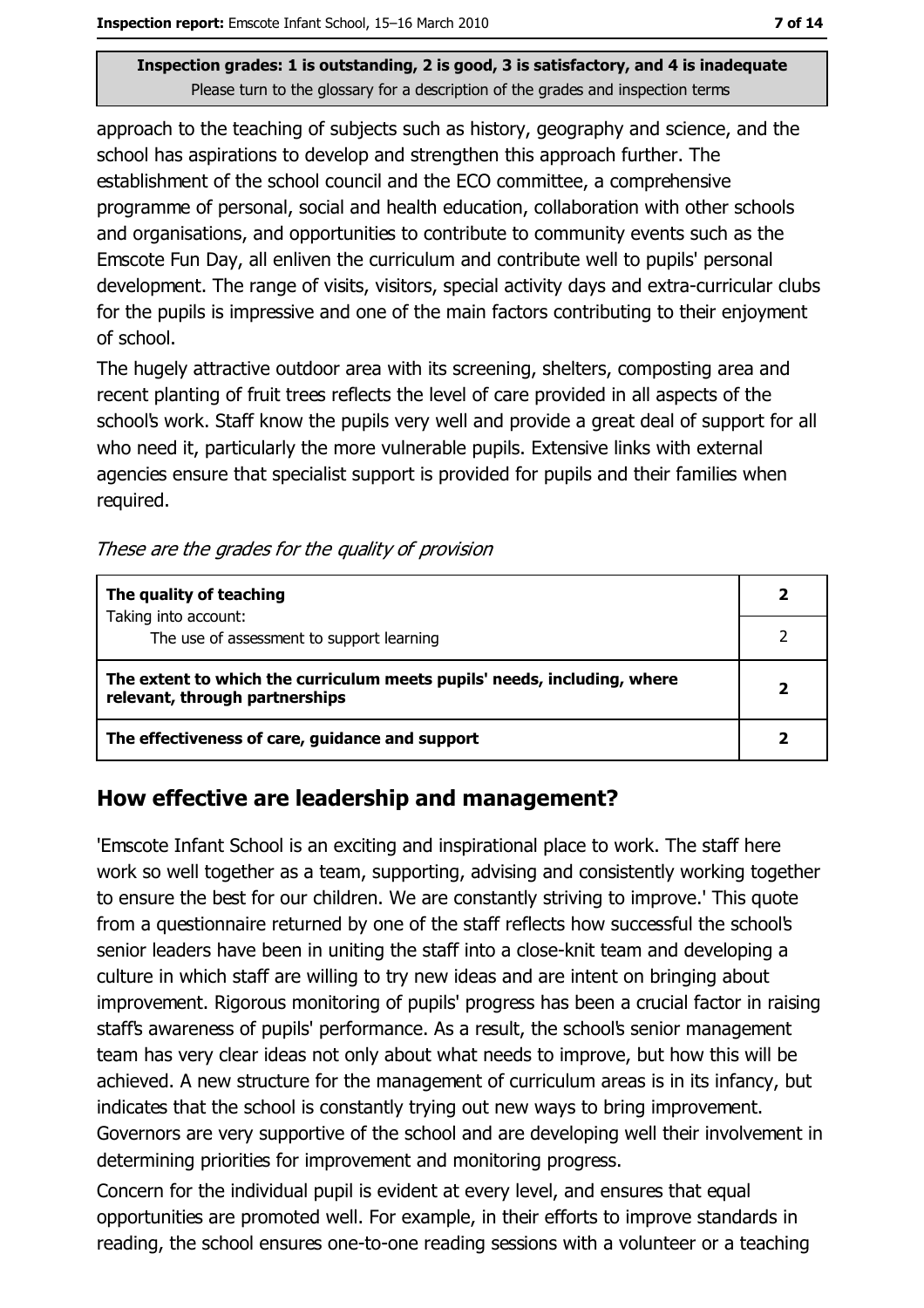Inspection grades: 1 is outstanding, 2 is good, 3 is satisfactory, and 4 is inadequate
Please turn to the glossary for a description of the grades and inspection terms

approach to the teaching of subjects such as history, geography and science, and the school has aspirations to develop and strengthen this approach further. The establishment of the school council and the ECO committee, a comprehensive programme of personal, social and health education, collaboration with other schools and organisations, and opportunities to contribute to community events such as the Emscote Fun Day, all enliven the curriculum and contribute well to pupils' personal development. The range of visits, visitors, special activity days and extra-curricular clubs for the pupils is impressive and one of the main factors contributing to their enjoyment of school.

The hugely attractive outdoor area with its screening, shelters, composting area and recent planting of fruit trees reflects the level of care provided in all aspects of the school's work. Staff know the pupils very well and provide a great deal of support for all who need it, particularly the more vulnerable pupils. Extensive links with external agencies ensure that specialist support is provided for pupils and their families when required.

*These are the grades for the quality of provision*

| | |
|---|---|
| **The quality of teaching**<br>Taking into account: | **2** |
| The use of assessment to support learning | 2 |
| **The extent to which the curriculum meets pupils' needs, including, where relevant, through partnerships** | **2** |
| **The effectiveness of care, guidance and support** | **2** |

## How effective are leadership and management?

'Emscote Infant School is an exciting and inspirational place to work. The staff here work so well together as a team, supporting, advising and consistently working together to ensure the best for our children. We are constantly striving to improve.' This quote from a questionnaire returned by one of the staff reflects how successful the school's senior leaders have been in uniting the staff into a close-knit team and developing a culture in which staff are willing to try new ideas and are intent on bringing about improvement. Rigorous monitoring of pupils' progress has been a crucial factor in raising staff's awareness of pupils' performance. As a result, the school's senior management team has very clear ideas not only about what needs to improve, but how this will be achieved. A new structure for the management of curriculum areas is in its infancy, but indicates that the school is constantly trying out new ways to bring improvement. Governors are very supportive of the school and are developing well their involvement in determining priorities for improvement and monitoring progress.

Concern for the individual pupil is evident at every level, and ensures that equal opportunities are promoted well. For example, in their efforts to improve standards in reading, the school ensures one-to-one reading sessions with a volunteer or a teaching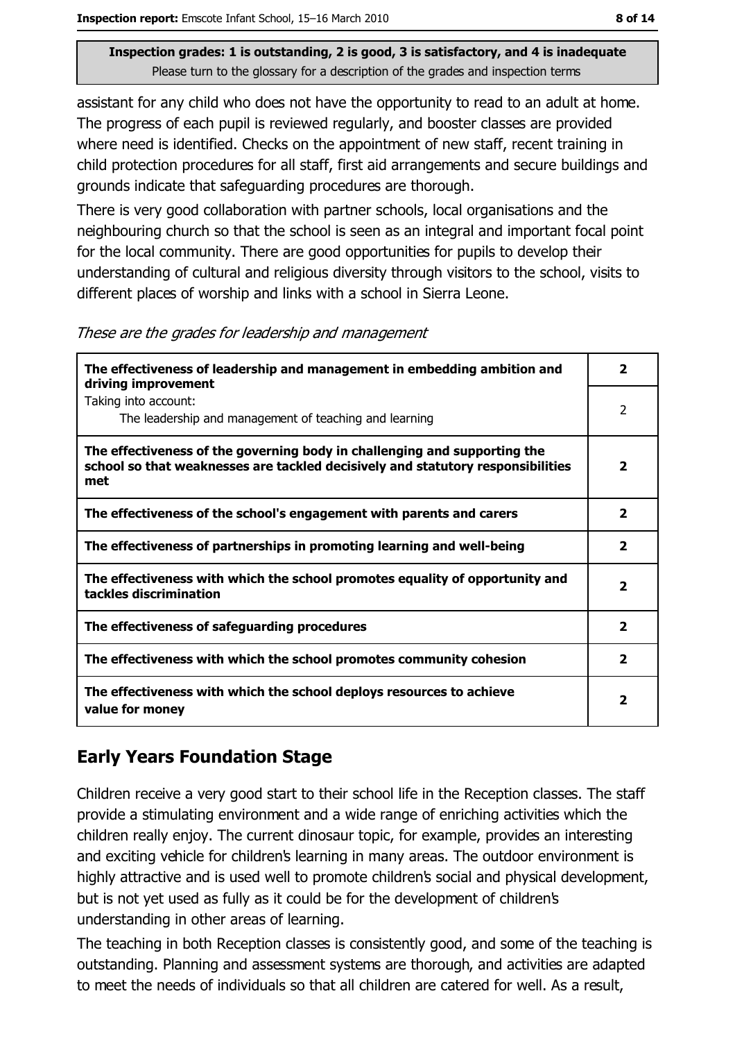**Inspection grades: 1 is outstanding, 2 is good, 3 is satisfactory, and 4 is inadequate**
Please turn to the glossary for a description of the grades and inspection terms

assistant for any child who does not have the opportunity to read to an adult at home. The progress of each pupil is reviewed regularly, and booster classes are provided where need is identified. Checks on the appointment of new staff, recent training in child protection procedures for all staff, first aid arrangements and secure buildings and grounds indicate that safeguarding procedures are thorough.

There is very good collaboration with partner schools, local organisations and the neighbouring church so that the school is seen as an integral and important focal point for the local community. There are good opportunities for pupils to develop their understanding of cultural and religious diversity through visitors to the school, visits to different places of worship and links with a school in Sierra Leone.

*These are the grades for leadership and management*

| | |
|---|---|
| **The effectiveness of leadership and management in embedding ambition and driving improvement** | **2** |
| Taking into account: The leadership and management of teaching and learning | 2 |
| **The effectiveness of the governing body in challenging and supporting the school so that weaknesses are tackled decisively and statutory responsibilities met** | **2** |
| **The effectiveness of the school's engagement with parents and carers** | **2** |
| **The effectiveness of partnerships in promoting learning and well-being** | **2** |
| **The effectiveness with which the school promotes equality of opportunity and tackles discrimination** | **2** |
| **The effectiveness of safeguarding procedures** | **2** |
| **The effectiveness with which the school promotes community cohesion** | **2** |
| **The effectiveness with which the school deploys resources to achieve value for money** | **2** |

## Early Years Foundation Stage

Children receive a very good start to their school life in the Reception classes. The staff provide a stimulating environment and a wide range of enriching activities which the children really enjoy. The current dinosaur topic, for example, provides an interesting and exciting vehicle for children's learning in many areas. The outdoor environment is highly attractive and is used well to promote children's social and physical development, but is not yet used as fully as it could be for the development of children's understanding in other areas of learning.

The teaching in both Reception classes is consistently good, and some of the teaching is outstanding. Planning and assessment systems are thorough, and activities are adapted to meet the needs of individuals so that all children are catered for well. As a result,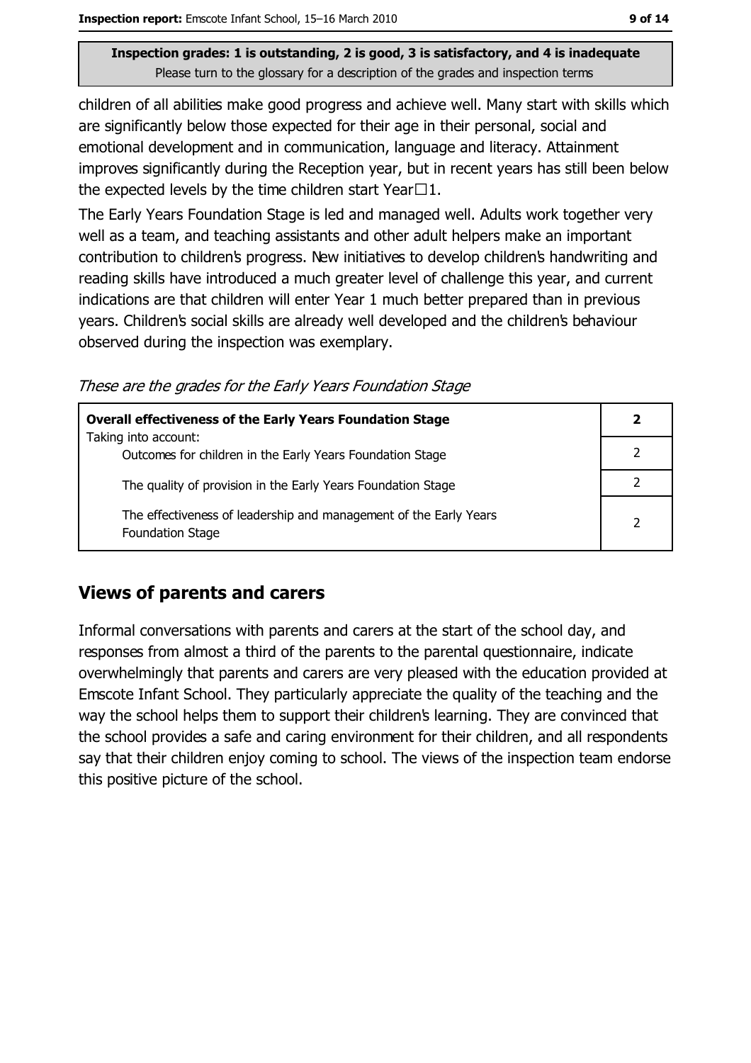Inspection grades: 1 is outstanding, 2 is good, 3 is satisfactory, and 4 is inadequate
Please turn to the glossary for a description of the grades and inspection terms

children of all abilities make good progress and achieve well. Many start with skills which are significantly below those expected for their age in their personal, social and emotional development and in communication, language and literacy. Attainment improves significantly during the Reception year, but in recent years has still been below the expected levels by the time children start Year 1.

The Early Years Foundation Stage is led and managed well. Adults work together very well as a team, and teaching assistants and other adult helpers make an important contribution to children's progress. New initiatives to develop children's handwriting and reading skills have introduced a much greater level of challenge this year, and current indications are that children will enter Year 1 much better prepared than in previous years. Children's social skills are already well developed and the children's behaviour observed during the inspection was exemplary.

*These are the grades for the Early Years Foundation Stage*

| **Overall effectiveness of the Early Years Foundation Stage** | **2** |
|---|---|
| Taking into account: Outcomes for children in the Early Years Foundation Stage | 2 |
| The quality of provision in the Early Years Foundation Stage | 2 |
| The effectiveness of leadership and management of the Early Years Foundation Stage | 2 |

## Views of parents and carers

Informal conversations with parents and carers at the start of the school day, and responses from almost a third of the parents to the parental questionnaire, indicate overwhelmingly that parents and carers are very pleased with the education provided at Emscote Infant School. They particularly appreciate the quality of the teaching and the way the school helps them to support their children's learning. They are convinced that the school provides a safe and caring environment for their children, and all respondents say that their children enjoy coming to school. The views of the inspection team endorse this positive picture of the school.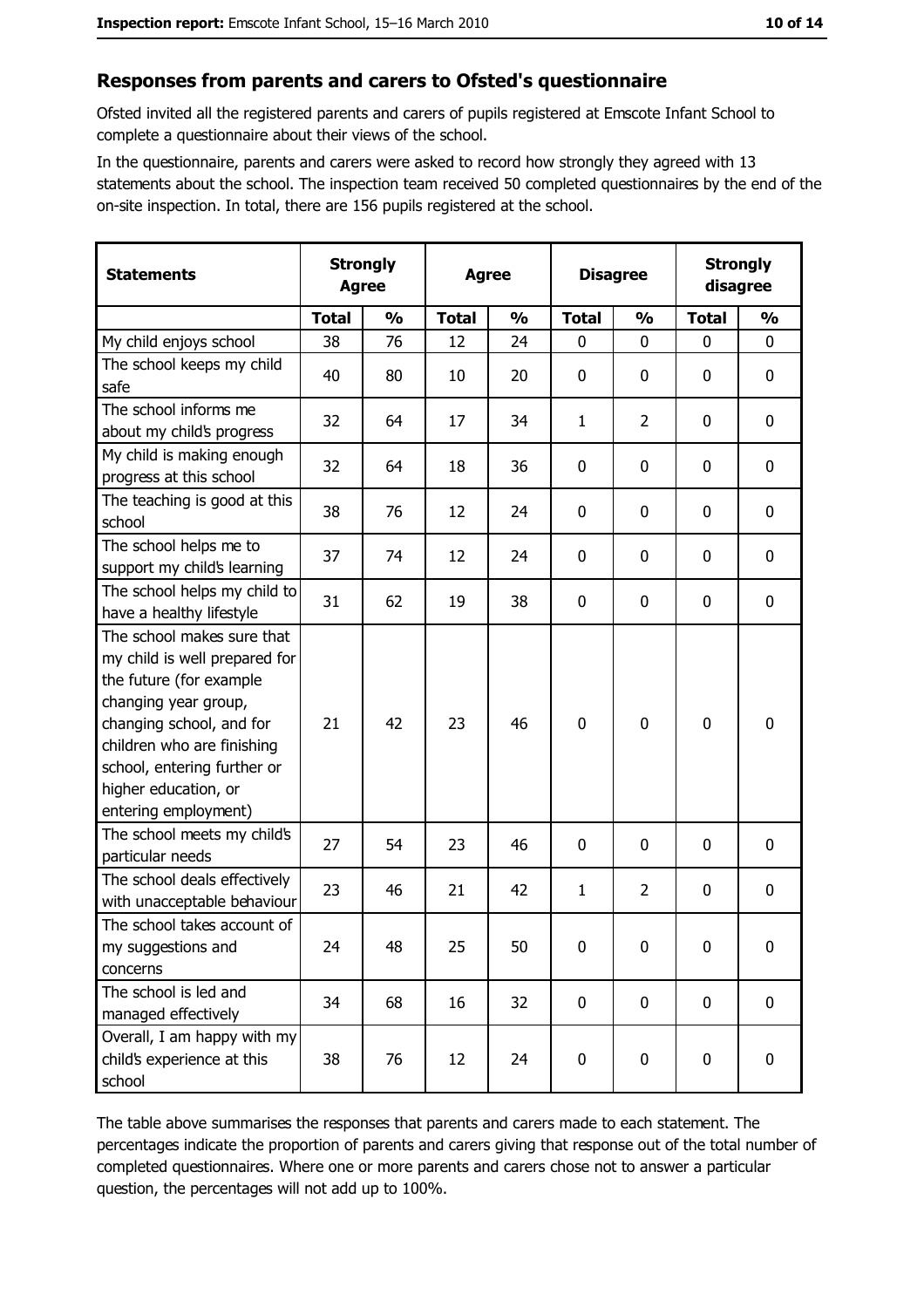## Responses from parents and carers to Ofsted's questionnaire

Ofsted invited all the registered parents and carers of pupils registered at Emscote Infant School to complete a questionnaire about their views of the school.

In the questionnaire, parents and carers were asked to record how strongly they agreed with 13 statements about the school. The inspection team received 50 completed questionnaires by the end of the on-site inspection. In total, there are 156 pupils registered at the school.

| Statements | Strongly Agree | | Agree | | Disagree | | Strongly disagree | |
|---|---|---|---|---|---|---|---|---|
| | Total | % | Total | % | Total | % | Total | % |
| My child enjoys school | 38 | 76 | 12 | 24 | 0 | 0 | 0 | 0 |
| The school keeps my child safe | 40 | 80 | 10 | 20 | 0 | 0 | 0 | 0 |
| The school informs me about my child's progress | 32 | 64 | 17 | 34 | 1 | 2 | 0 | 0 |
| My child is making enough progress at this school | 32 | 64 | 18 | 36 | 0 | 0 | 0 | 0 |
| The teaching is good at this school | 38 | 76 | 12 | 24 | 0 | 0 | 0 | 0 |
| The school helps me to support my child's learning | 37 | 74 | 12 | 24 | 0 | 0 | 0 | 0 |
| The school helps my child to have a healthy lifestyle | 31 | 62 | 19 | 38 | 0 | 0 | 0 | 0 |
| The school makes sure that my child is well prepared for the future (for example changing year group, changing school, and for children who are finishing school, entering further or higher education, or entering employment) | 21 | 42 | 23 | 46 | 0 | 0 | 0 | 0 |
| The school meets my child's particular needs | 27 | 54 | 23 | 46 | 0 | 0 | 0 | 0 |
| The school deals effectively with unacceptable behaviour | 23 | 46 | 21 | 42 | 1 | 2 | 0 | 0 |
| The school takes account of my suggestions and concerns | 24 | 48 | 25 | 50 | 0 | 0 | 0 | 0 |
| The school is led and managed effectively | 34 | 68 | 16 | 32 | 0 | 0 | 0 | 0 |
| Overall, I am happy with my child's experience at this school | 38 | 76 | 12 | 24 | 0 | 0 | 0 | 0 |

The table above summarises the responses that parents and carers made to each statement. The percentages indicate the proportion of parents and carers giving that response out of the total number of completed questionnaires. Where one or more parents and carers chose not to answer a particular question, the percentages will not add up to 100%.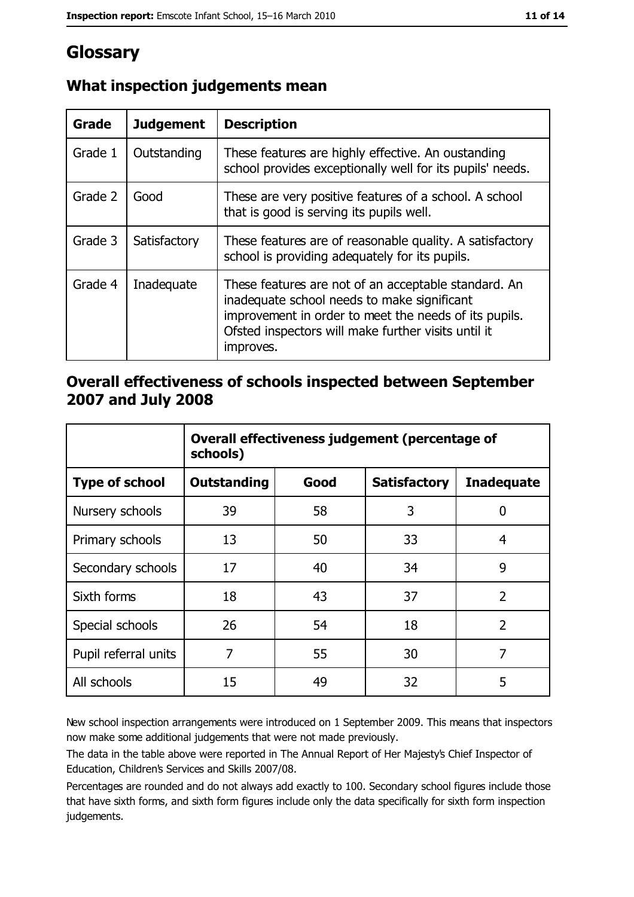# Glossary

## What inspection judgements mean

| Grade | Judgement | Description |
| --- | --- | --- |
| Grade 1 | Outstanding | These features are highly effective. An oustanding school provides exceptionally well for its pupils' needs. |
| Grade 2 | Good | These are very positive features of a school. A school that is good is serving its pupils well. |
| Grade 3 | Satisfactory | These features are of reasonable quality. A satisfactory school is providing adequately for its pupils. |
| Grade 4 | Inadequate | These features are not of an acceptable standard. An inadequate school needs to make significant improvement in order to meet the needs of its pupils. Ofsted inspectors will make further visits until it improves. |

## Overall effectiveness of schools inspected between September 2007 and July 2008

| | Overall effectiveness judgement (percentage of schools) | | | |
| --- | --- | --- | --- | --- |
| **Type of school** | **Outstanding** | **Good** | **Satisfactory** | **Inadequate** |
| Nursery schools | 39 | 58 | 3 | 0 |
| Primary schools | 13 | 50 | 33 | 4 |
| Secondary schools | 17 | 40 | 34 | 9 |
| Sixth forms | 18 | 43 | 37 | 2 |
| Special schools | 26 | 54 | 18 | 2 |
| Pupil referral units | 7 | 55 | 30 | 7 |
| All schools | 15 | 49 | 32 | 5 |

New school inspection arrangements were introduced on 1 September 2009. This means that inspectors now make some additional judgements that were not made previously.

The data in the table above were reported in The Annual Report of Her Majesty's Chief Inspector of Education, Children's Services and Skills 2007/08.

Percentages are rounded and do not always add exactly to 100. Secondary school figures include those that have sixth forms, and sixth form figures include only the data specifically for sixth form inspection judgements.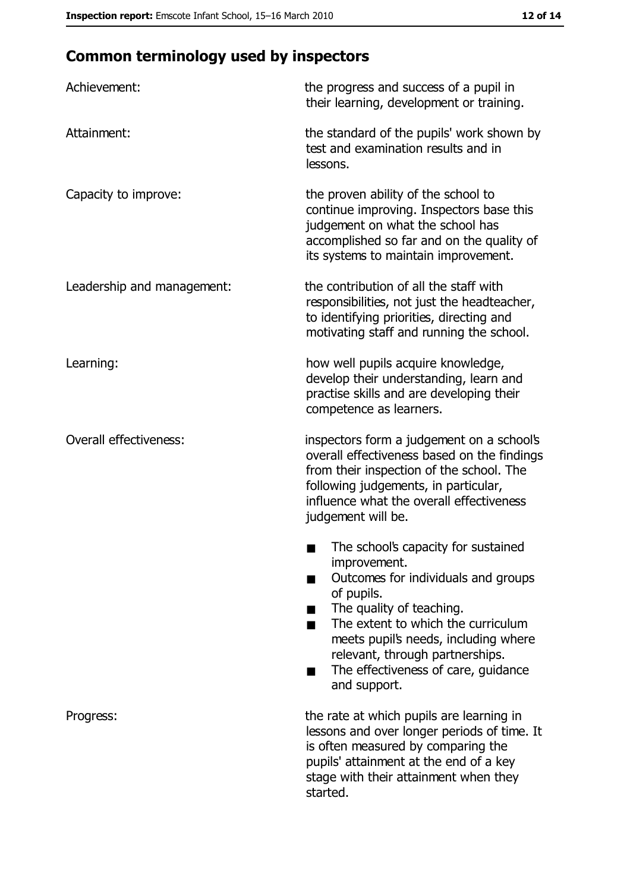## Common terminology used by inspectors

| | |
|---|---|
| Achievement: | the progress and success of a pupil in their learning, development or training. |
| Attainment: | the standard of the pupils' work shown by test and examination results and in lessons. |
| Capacity to improve: | the proven ability of the school to continue improving. Inspectors base this judgement on what the school has accomplished so far and on the quality of its systems to maintain improvement. |
| Leadership and management: | the contribution of all the staff with responsibilities, not just the headteacher, to identifying priorities, directing and motivating staff and running the school. |
| Learning: | how well pupils acquire knowledge, develop their understanding, learn and practise skills and are developing their competence as learners. |
| Overall effectiveness: | inspectors form a judgement on a school's overall effectiveness based on the findings from their inspection of the school. The following judgements, in particular, influence what the overall effectiveness judgement will be.<br>■ The school's capacity for sustained improvement.<br>■ Outcomes for individuals and groups of pupils.<br>■ The quality of teaching.<br>■ The extent to which the curriculum meets pupil's needs, including where relevant, through partnerships.<br>■ The effectiveness of care, guidance and support. |
| Progress: | the rate at which pupils are learning in lessons and over longer periods of time. It is often measured by comparing the pupils' attainment at the end of a key stage with their attainment when they started. |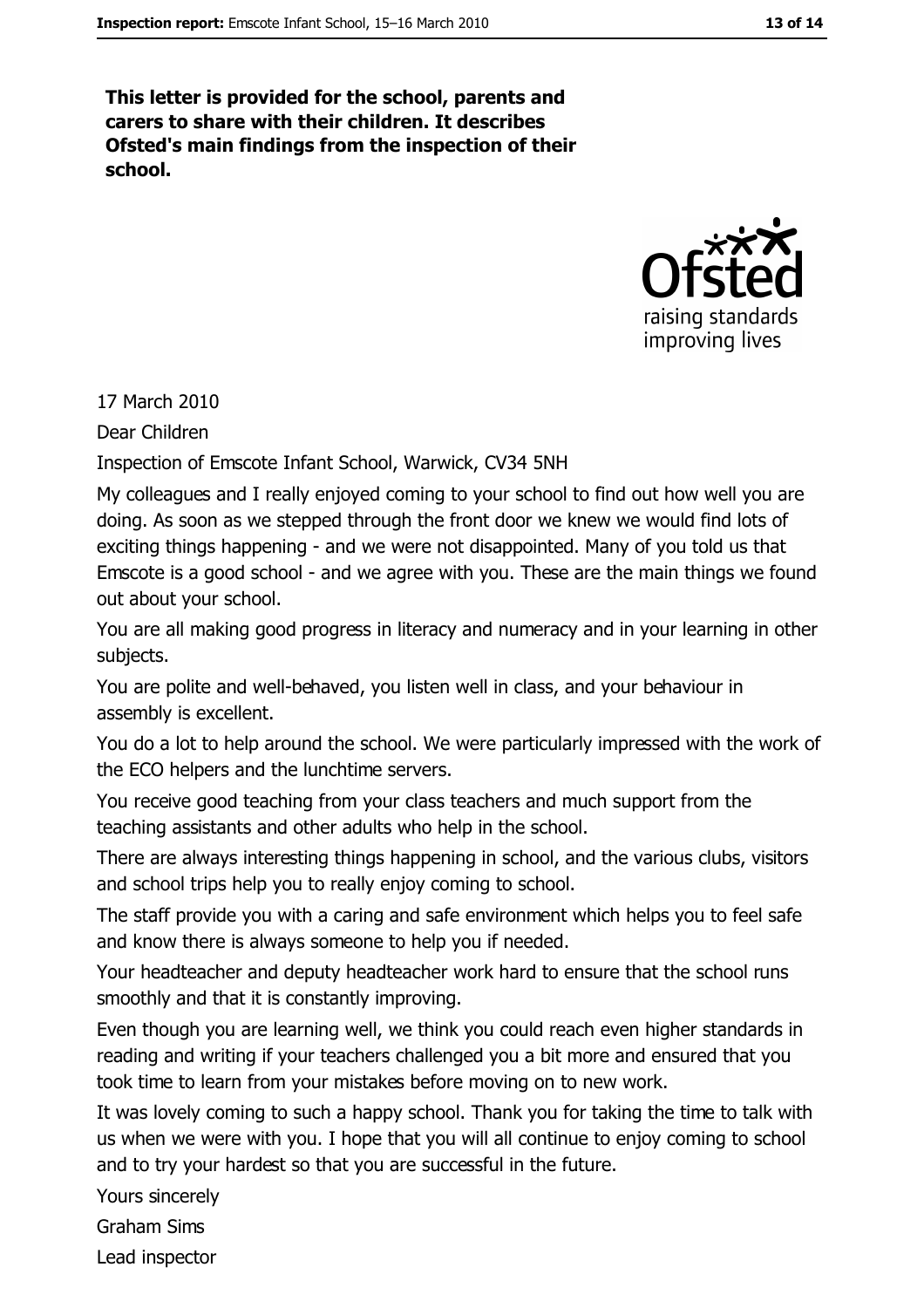**This letter is provided for the school, parents and carers to share with their children. It describes Ofsted's main findings from the inspection of their school.**

17 March 2010

Dear Children

Inspection of Emscote Infant School, Warwick, CV34 5NH

My colleagues and I really enjoyed coming to your school to find out how well you are doing. As soon as we stepped through the front door we knew we would find lots of exciting things happening - and we were not disappointed. Many of you told us that Emscote is a good school - and we agree with you. These are the main things we found out about your school.

You are all making good progress in literacy and numeracy and in your learning in other subjects.

You are polite and well-behaved, you listen well in class, and your behaviour in assembly is excellent.

You do a lot to help around the school. We were particularly impressed with the work of the ECO helpers and the lunchtime servers.

You receive good teaching from your class teachers and much support from the teaching assistants and other adults who help in the school.

There are always interesting things happening in school, and the various clubs, visitors and school trips help you to really enjoy coming to school.

The staff provide you with a caring and safe environment which helps you to feel safe and know there is always someone to help you if needed.

Your headteacher and deputy headteacher work hard to ensure that the school runs smoothly and that it is constantly improving.

Even though you are learning well, we think you could reach even higher standards in reading and writing if your teachers challenged you a bit more and ensured that you took time to learn from your mistakes before moving on to new work.

It was lovely coming to such a happy school. Thank you for taking the time to talk with us when we were with you. I hope that you will all continue to enjoy coming to school and to try your hardest so that you are successful in the future.

Yours sincerely

Graham Sims

Lead inspector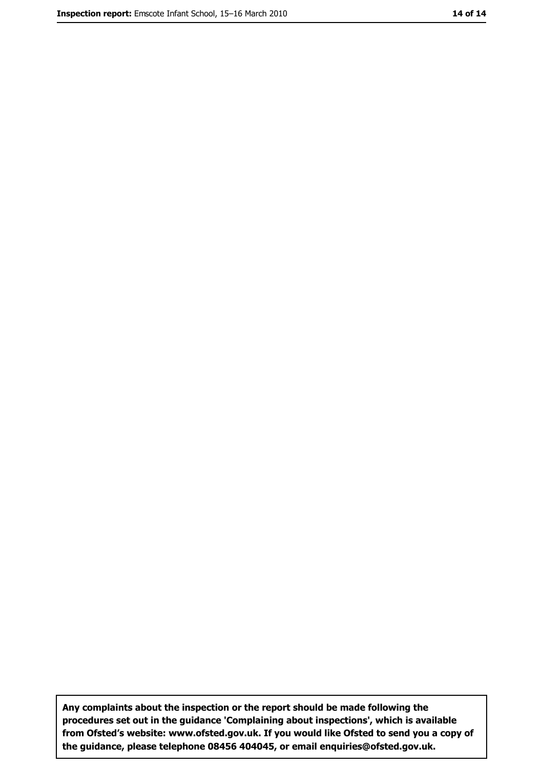**Any complaints about the inspection or the report should be made following the procedures set out in the guidance 'Complaining about inspections', which is available from Ofsted's website: www.ofsted.gov.uk. If you would like Ofsted to send you a copy of the guidance, please telephone 08456 404045, or email enquiries@ofsted.gov.uk.**